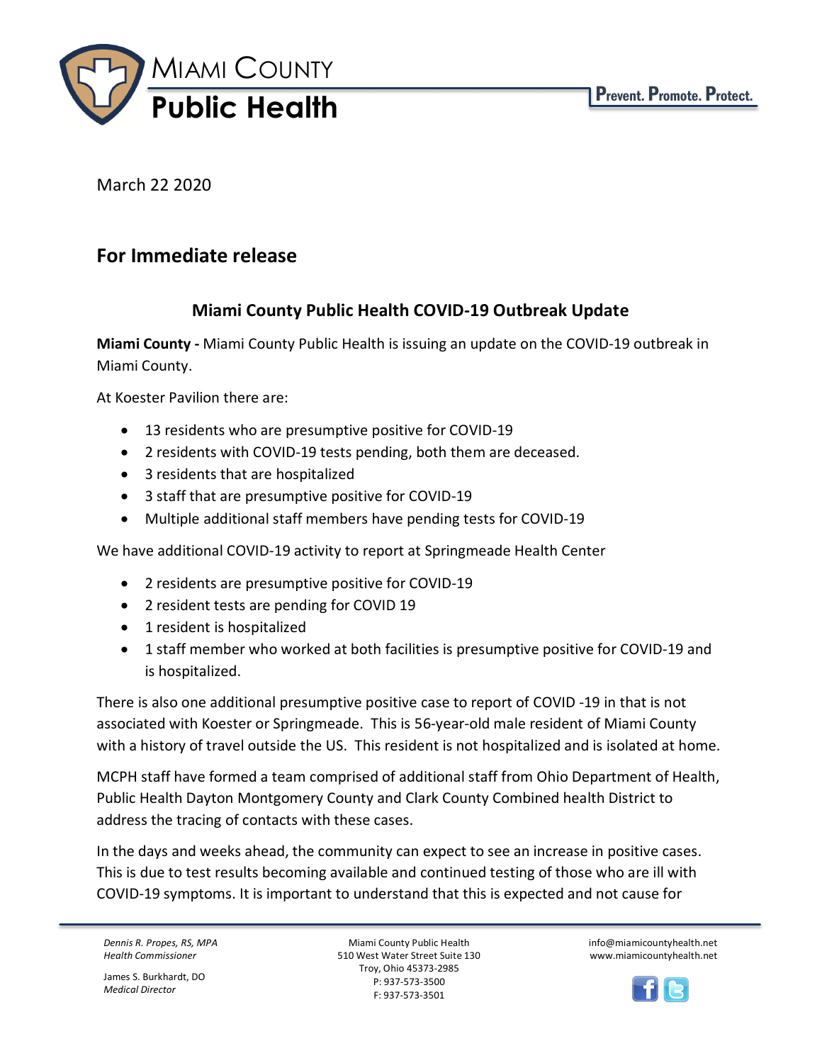# Miami County Public Health

Prevent. Promote. Protect.

March 22 2020

## For Immediate release

### Miami County Public Health COVID-19 Outbreak Update

**Miami County -** Miami County Public Health is issuing an update on the COVID-19 outbreak in Miami County.

At Koester Pavilion there are:

- 13 residents who are presumptive positive for COVID-19
- 2 residents with COVID-19 tests pending, both them are deceased.
- 3 residents that are hospitalized
- 3 staff that are presumptive positive for COVID-19
- Multiple additional staff members have pending tests for COVID-19

We have additional COVID-19 activity to report at Springmeade Health Center

- 2 residents are presumptive positive for COVID-19
- 2 resident tests are pending for COVID 19
- 1 resident is hospitalized
- 1 staff member who worked at both facilities is presumptive positive for COVID-19 and is hospitalized.

There is also one additional presumptive positive case to report of COVID -19 in that is not associated with Koester or Springmeade. This is 56-year-old male resident of Miami County with a history of travel outside the US. This resident is not hospitalized and is isolated at home.

MCPH staff have formed a team comprised of additional staff from Ohio Department of Health, Public Health Dayton Montgomery County and Clark County Combined health District to address the tracing of contacts with these cases.

In the days and weeks ahead, the community can expect to see an increase in positive cases. This is due to test results becoming available and continued testing of those who are ill with COVID-19 symptoms. It is important to understand that this is expected and not cause for

*Dennis R. Propes, RS, MPA*
*Health Commissioner*

James S. Burkhardt, DO
*Medical Director*

Miami County Public Health
510 West Water Street Suite 130
Troy, Ohio 45373-2985
P: 937-573-3500
F: 937-573-3501

info@miamicountyhealth.net
www.miamicountyhealth.net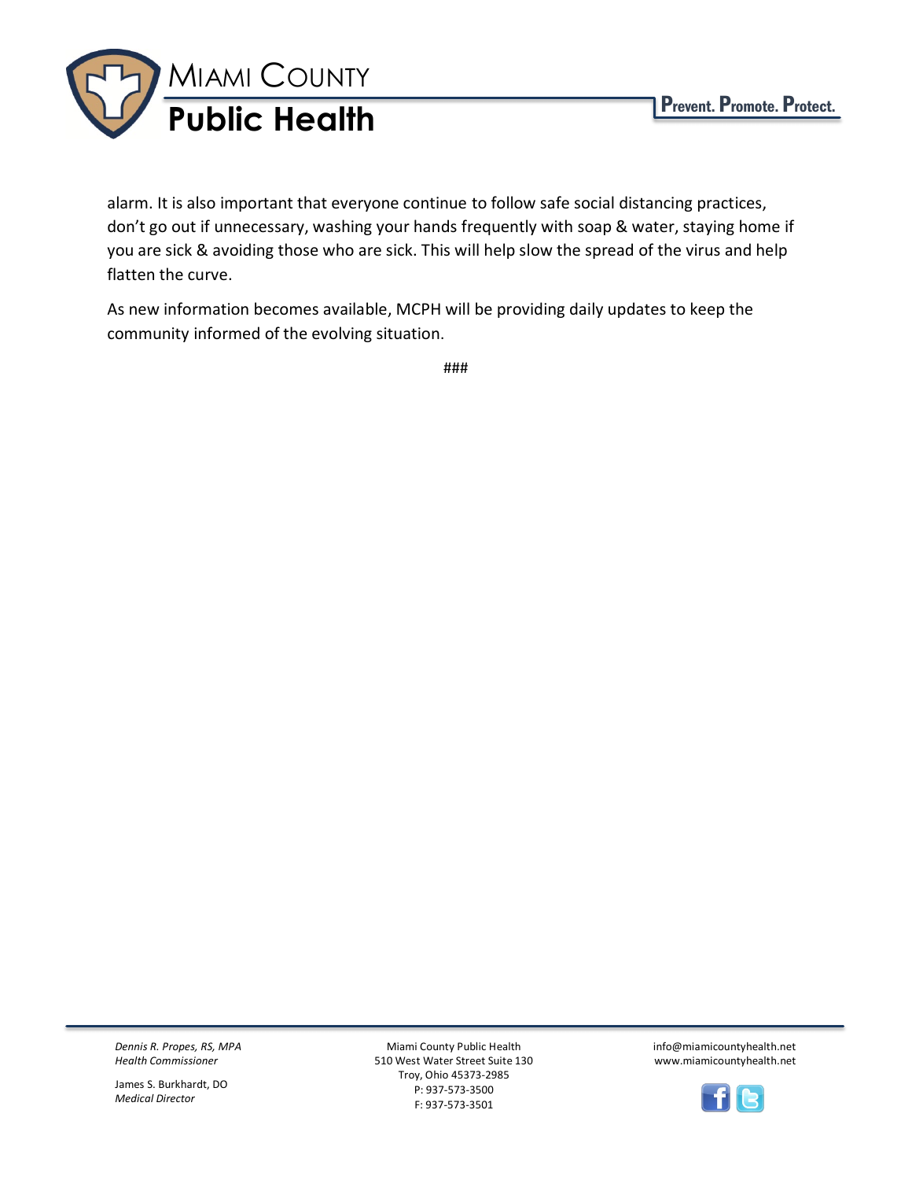alarm. It is also important that everyone continue to follow safe social distancing practices, don't go out if unnecessary, washing your hands frequently with soap & water, staying home if you are sick & avoiding those who are sick. This will help slow the spread of the virus and help flatten the curve.

As new information becomes available, MCPH will be providing daily updates to keep the community informed of the evolving situation.

###